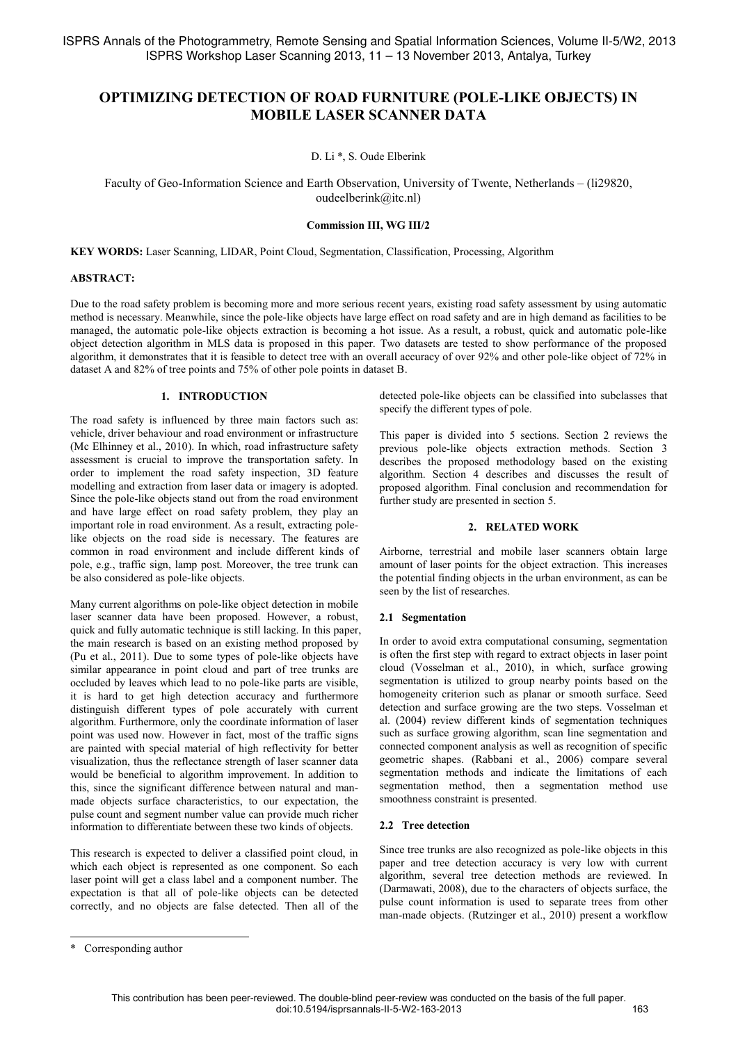# OPTIMIZING DETECTION OF ROAD FURNITURE (POLE-LIKE OBJECTS) IN MOBILE LASER SCANNER DATA

D. Li *, S. Oude Elberink

Faculty of Geo-Information Science and Earth Observation, University of Twente, Netherlands – (li29820, oudeelberink@itc.nl)

**Commission III, WG III/2**

**KEY WORDS:** Laser Scanning, LIDAR, Point Cloud, Segmentation, Classification, Processing, Algorithm

**ABSTRACT:**

Due to the road safety problem is becoming more and more serious recent years, existing road safety assessment by using automatic method is necessary. Meanwhile, since the pole-like objects have large effect on road safety and are in high demand as facilities to be managed, the automatic pole-like objects extraction is becoming a hot issue. As a result, a robust, quick and automatic pole-like object detection algorithm in MLS data is proposed in this paper. Two datasets are tested to show performance of the proposed algorithm, it demonstrates that it is feasible to detect tree with an overall accuracy of over 92% and other pole-like object of 72% in dataset A and 82% of tree points and 75% of other pole points in dataset B.

## 1. INTRODUCTION

The road safety is influenced by three main factors such as: vehicle, driver behaviour and road environment or infrastructure (Mc Elhinney et al., 2010). In which, road infrastructure safety assessment is crucial to improve the transportation safety. In order to implement the road safety inspection, 3D feature modelling and extraction from laser data or imagery is adopted. Since the pole-like objects stand out from the road environment and have large effect on road safety problem, they play an important role in road environment. As a result, extracting pole-like objects on the road side is necessary. The features are common in road environment and include different kinds of pole, e.g., traffic sign, lamp post. Moreover, the tree trunk can be also considered as pole-like objects.

Many current algorithms on pole-like object detection in mobile laser scanner data have been proposed. However, a robust, quick and fully automatic technique is still lacking. In this paper, the main research is based on an existing method proposed by (Pu et al., 2011). Due to some types of pole-like objects have similar appearance in point cloud and part of tree trunks are occluded by leaves which lead to no pole-like parts are visible, it is hard to get high detection accuracy and furthermore distinguish different types of pole accurately with current algorithm. Furthermore, only the coordinate information of laser point was used now. However in fact, most of the traffic signs are painted with special material of high reflectivity for better visualization, thus the reflectance strength of laser scanner data would be beneficial to algorithm improvement. In addition to this, since the significant difference between natural and man-made objects surface characteristics, to our expectation, the pulse count and segment number value can provide much richer information to differentiate between these two kinds of objects.

This research is expected to deliver a classified point cloud, in which each object is represented as one component. So each laser point will get a class label and a component number. The expectation is that all of pole-like objects can be detected correctly, and no objects are false detected. Then all of the detected pole-like objects can be classified into subclasses that specify the different types of pole.

This paper is divided into 5 sections. Section 2 reviews the previous pole-like objects extraction methods. Section 3 describes the proposed methodology based on the existing algorithm. Section 4 describes and discusses the result of proposed algorithm. Final conclusion and recommendation for further study are presented in section 5.

## 2. RELATED WORK

Airborne, terrestrial and mobile laser scanners obtain large amount of laser points for the object extraction. This increases the potential finding objects in the urban environment, as can be seen by the list of researches.

### 2.1 Segmentation

In order to avoid extra computational consuming, segmentation is often the first step with regard to extract objects in laser point cloud (Vosselman et al., 2010), in which, surface growing segmentation is utilized to group nearby points based on the homogeneity criterion such as planar or smooth surface. Seed detection and surface growing are the two steps. Vosselman et al. (2004) review different kinds of segmentation techniques such as surface growing algorithm, scan line segmentation and connected component analysis as well as recognition of specific geometric shapes. (Rabbani et al., 2006) compare several segmentation methods and indicate the limitations of each segmentation method, then a segmentation method use smoothness constraint is presented.

### 2.2 Tree detection

Since tree trunks are also recognized as pole-like objects in this paper and tree detection accuracy is very low with current algorithm, several tree detection methods are reviewed. In (Darmawati, 2008), due to the characters of objects surface, the pulse count information is used to separate trees from other man-made objects. (Rutzinger et al., 2010) present a workflow

\* Corresponding author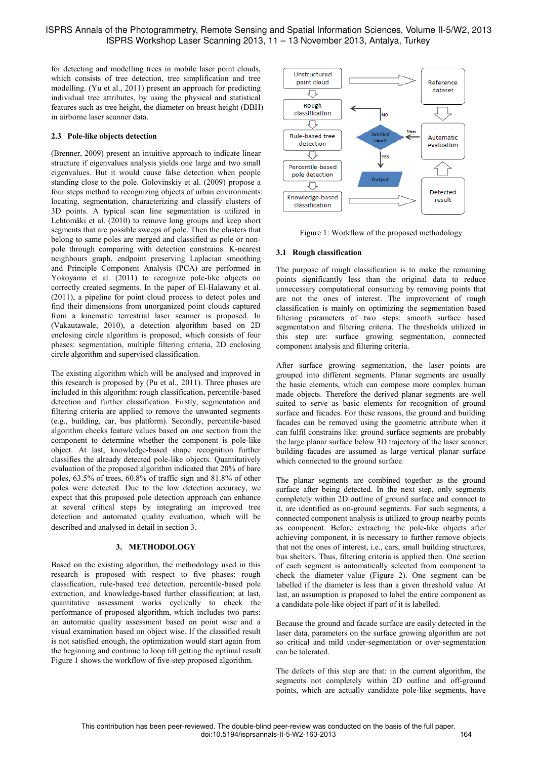for detecting and modelling trees in mobile laser point clouds, which consists of tree detection, tree simplification and tree modelling. (Yu et al., 2011) present an approach for predicting individual tree attributes, by using the physical and statistical features such as tree height, the diameter on breast height (DBH) in airborne laser scanner data.

### 2.3 Pole-like objects detection

(Brenner, 2009) present an intuitive approach to indicate linear structure if eigenvalues analysis yields one large and two small eigenvalues. But it would cause false detection when people standing close to the pole. Golovinskiy et al. (2009) propose a four steps method to recognizing objects of urban environments: locating, segmentation, characterizing and classify clusters of 3D points. A typical scan line segmentation is utilized in Lehtomäki et al. (2010) to remove long groups and keep short segments that are possible sweeps of pole. Then the clusters that belong to same poles are merged and classified as pole or non-pole through comparing with detection constrains. K-nearest neighbours graph, endpoint preserving Laplacian smoothing and Principle Component Analysis (PCA) are performed in Yokoyama et al. (2011) to recognize pole-like objects on correctly created segments. In the paper of El-Halawany et al. (2011), a pipeline for point cloud process to detect poles and find their dimensions from unorganized point clouds captured from a kinematic terrestrial laser scanner is proposed. In (Vakautawale, 2010), a detection algorithm based on 2D enclosing circle algorithm is proposed, which consists of four phases: segmentation, multiple filtering criteria, 2D enclosing circle algorithm and supervised classification.

The existing algorithm which will be analysed and improved in this research is proposed by (Pu et al., 2011). Three phases are included in this algorithm: rough classification, percentile-based detection and further classification. Firstly, segmentation and filtering criteria are applied to remove the unwanted segments (e.g., building, car, bus platform). Secondly, percentile-based algorithm checks feature values based on one section from the component to determine whether the component is pole-like object. At last, knowledge-based shape recognition further classifies the already detected pole-like objects. Quantitatively evaluation of the proposed algorithm indicated that 20% of bare poles, 63.5% of trees, 60.8% of traffic sign and 81.8% of other poles were detected. Due to the low detection accuracy, we expect that this proposed pole detection approach can enhance at several critical steps by integrating an improved tree detection and automated quality evaluation, which will be described and analysed in detail in section 3.

## 3. METHODOLOGY

Based on the existing algorithm, the methodology used in this research is proposed with respect to five phases: rough classification, rule-based tree detection, percentile-based pole extraction, and knowledge-based further classification; at last, quantitative assessment works cyclically to check the performance of proposed algorithm, which includes two parts: an automatic quality assessment based on point wise and a visual examination based on object wise. If the classified result is not satisfied enough, the optimization would start again from the beginning and continue to loop till getting the optimal result. Figure 1 shows the workflow of five-step proposed algorithm.

Figure 1: Workflow of the proposed methodology

### 3.1 Rough classification

The purpose of rough classification is to make the remaining points significantly less than the original data to reduce unnecessary computational consuming by removing points that are not the ones of interest. The improvement of rough classification is mainly on optimizing the segmentation based filtering parameters of two steps: smooth surface based segmentation and filtering criteria. The thresholds utilized in this step are: surface growing segmentation, connected component analysis and filtering criteria.

After surface growing segmentation, the laser points are grouped into different segments. Planar segments are usually the basic elements, which can compose more complex human made objects. Therefore the derived planar segments are well suited to serve as basic elements for recognition of ground surface and facades. For these reasons, the ground and building facades can be removed using the geometric attribute when it can fulfil constrains like: ground surface segments are probably the large planar surface below 3D trajectory of the laser scanner; building facades are assumed as large vertical planar surface which connected to the ground surface.

The planar segments are combined together as the ground surface after being detected. In the next step, only segments completely within 2D outline of ground surface and connect to it, are identified as on-ground segments. For such segments, a connected component analysis is utilized to group nearby points as component. Before extracting the pole-like objects after achieving component, it is necessary to further remove objects that not the ones of interest, i.e., cars, small building structures, bus shelters. Thus, filtering criteria is applied then. One section of each segment is automatically selected from component to check the diameter value (Figure 2). One segment can be labelled if the diameter is less than a given threshold value. At last, an assumption is proposed to label the entire component as a candidate pole-like object if part of it is labelled.

Because the ground and facade surface are easily detected in the laser data, parameters on the surface growing algorithm are not so critical and mild under-segmentation or over-segmentation can be tolerated.

The defects of this step are that: in the current algorithm, the segments not completely within 2D outline and off-ground points, which are actually candidate pole-like segments, have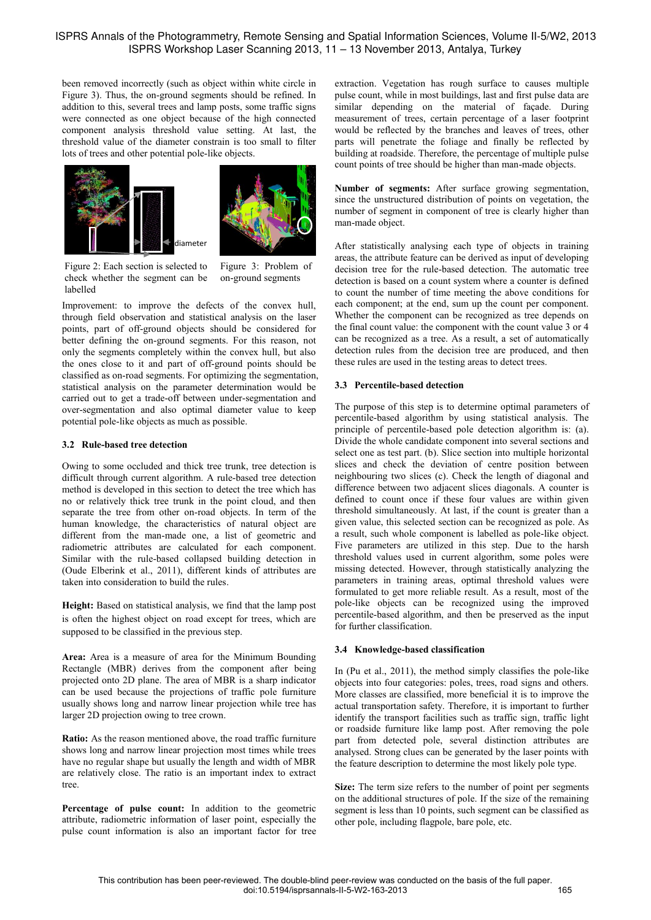been removed incorrectly (such as object within white circle in Figure 3). Thus, the on-ground segments should be refined. In addition to this, several trees and lamp posts, some traffic signs were connected as one object because of the high connected component analysis threshold value setting. At last, the threshold value of the diameter constrain is too small to filter lots of trees and other potential pole-like objects.

Figure 2: Each section is selected to check whether the segment can be labelled

Figure 3: Problem of on-ground segments

Improvement: to improve the defects of the convex hull, through field observation and statistical analysis on the laser points, part of off-ground objects should be considered for better defining the on-ground segments. For this reason, not only the segments completely within the convex hull, but also the ones close to it and part of off-ground points should be classified as on-road segments. For optimizing the segmentation, statistical analysis on the parameter determination would be carried out to get a trade-off between under-segmentation and over-segmentation and also optimal diameter value to keep potential pole-like objects as much as possible.

### 3.2 Rule-based tree detection

Owing to some occluded and thick tree trunk, tree detection is difficult through current algorithm. A rule-based tree detection method is developed in this section to detect the tree which has no or relatively thick tree trunk in the point cloud, and then separate the tree from other on-road objects. In term of the human knowledge, the characteristics of natural object are different from the man-made one, a list of geometric and radiometric attributes are calculated for each component. Similar with the rule-based collapsed building detection in (Oude Elberink et al., 2011), different kinds of attributes are taken into consideration to build the rules.

**Height:** Based on statistical analysis, we find that the lamp post is often the highest object on road except for trees, which are supposed to be classified in the previous step.

**Area:** Area is a measure of area for the Minimum Bounding Rectangle (MBR) derives from the component after being projected onto 2D plane. The area of MBR is a sharp indicator can be used because the projections of traffic pole furniture usually shows long and narrow linear projection while tree has larger 2D projection owing to tree crown.

**Ratio:** As the reason mentioned above, the road traffic furniture shows long and narrow linear projection most times while trees have no regular shape but usually the length and width of MBR are relatively close. The ratio is an important index to extract tree.

**Percentage of pulse count:** In addition to the geometric attribute, radiometric information of laser point, especially the pulse count information is also an important factor for tree extraction. Vegetation has rough surface to causes multiple pulse count, while in most buildings, last and first pulse data are similar depending on the material of façade. During measurement of trees, certain percentage of a laser footprint would be reflected by the branches and leaves of trees, other parts will penetrate the foliage and finally be reflected by building at roadside. Therefore, the percentage of multiple pulse count points of tree should be higher than man-made objects.

**Number of segments:** After surface growing segmentation, since the unstructured distribution of points on vegetation, the number of segment in component of tree is clearly higher than man-made object.

After statistically analysing each type of objects in training areas, the attribute feature can be derived as input of developing decision tree for the rule-based detection. The automatic tree detection is based on a count system where a counter is defined to count the number of time meeting the above conditions for each component; at the end, sum up the count per component. Whether the component can be recognized as tree depends on the final count value: the component with the count value 3 or 4 can be recognized as a tree. As a result, a set of automatically detection rules from the decision tree are produced, and then these rules are used in the testing areas to detect trees.

### 3.3 Percentile-based detection

The purpose of this step is to determine optimal parameters of percentile-based algorithm by using statistical analysis. The principle of percentile-based pole detection algorithm is: (a). Divide the whole candidate component into several sections and select one as test part. (b). Slice section into multiple horizontal slices and check the deviation of centre position between neighbouring two slices (c). Check the length of diagonal and difference between two adjacent slices diagonals. A counter is defined to count one if these four values are within given threshold simultaneously. At last, if the count is greater than a given value, this selected section can be recognized as pole. As a result, such whole component is labelled as pole-like object. Five parameters are utilized in this step. Due to the harsh threshold values used in current algorithm, some poles were missing detected. However, through statistically analyzing the parameters in training areas, optimal threshold values were formulated to get more reliable result. As a result, most of the pole-like objects can be recognized using the improved percentile-based algorithm, and then be preserved as the input for further classification.

### 3.4 Knowledge-based classification

In (Pu et al., 2011), the method simply classifies the pole-like objects into four categories: poles, trees, road signs and others. More classes are classified, more beneficial it is to improve the actual transportation safety. Therefore, it is important to further identify the transport facilities such as traffic sign, traffic light or roadside furniture like lamp post. After removing the pole part from detected pole, several distinction attributes are analysed. Strong clues can be generated by the laser points with the feature description to determine the most likely pole type.

**Size:** The term size refers to the number of point per segments on the additional structures of pole. If the size of the remaining segment is less than 10 points, such segment can be classified as other pole, including flagpole, bare pole, etc.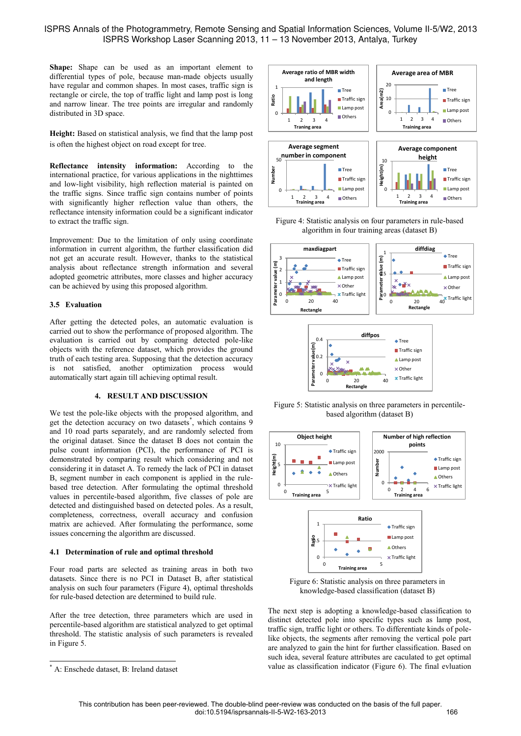**Shape:** Shape can be used as an important element to differential types of pole, because man-made objects usually have regular and common shapes. In most cases, traffic sign is rectangle or circle, the top of traffic light and lamp post is long and narrow linear. The tree points are irregular and randomly distributed in 3D space.

**Height:** Based on statistical analysis, we find that the lamp post is often the highest object on road except for tree.

**Reflectance intensity information:** According to the international practice, for various applications in the nighttimes and low-light visibility, high reflection material is painted on the traffic signs. Since traffic sign contains number of points with significantly higher reflection value than others, the reflectance intensity information could be a significant indicator to extract the traffic sign.

Improvement: Due to the limitation of only using coordinate information in current algorithm, the further classification did not get an accurate result. However, thanks to the statistical analysis about reflectance strength information and several adopted geometric attributes, more classes and higher accuracy can be achieved by using this proposed algorithm.

### 3.5 Evaluation

After getting the detected poles, an automatic evaluation is carried out to show the performance of proposed algorithm. The evaluation is carried out by comparing detected pole-like objects with the reference dataset, which provides the ground truth of each testing area. Supposing that the detection accuracy is not satisfied, another optimization process would automatically start again till achieving optimal result.

## 4. RESULT AND DISCUSSION

We test the pole-like objects with the proposed algorithm, and get the detection accuracy on two datasets[*], which contains 9 and 10 road parts separately, and are randomly selected from the original dataset. Since the dataset B does not contain the pulse count information (PCI), the performance of PCI is demonstrated by comparing result which considering and not considering it in Dataset A. To remedy the lack of PCI in dataset B, segment number in each component is applied in the rule-based tree detection. After formulating the optimal threshold values in percentile-based algorithm, five classes of pole are detected and distinguished based on detected poles. As a result, completeness, correctness, overall accuracy and confusion matrix are achieved. After formulating the performance, some issues concerning the algorithm are discussed.

### 4.1 Determination of rule and optimal threshold

Four road parts are selected as training areas in both two datasets. Since there is no PCI in Dataset B, after statistical analysis on such four parameters (Figure 4), optimal thresholds for rule-based detection are determined to build rule.

After the tree detection, three parameters which are used in percentile-based algorithm are statistical analyzed to get optimal threshold. The statistic analysis of such parameters is revealed in Figure 5.

[*] A: Enschede dataset, B: Ireland dataset

Figure 4: Statistic analysis on four parameters in rule-based algorithm in four training areas (dataset B)

Figure 5: Statistic analysis on three parameters in percentile-based algorithm (dataset B)

Figure 6: Statistic analysis on three parameters in knowledge-based classification (dataset B)

The next step is adopting a knowledge-based classification to distinct detected pole into specific types such as lamp post, traffic sign, traffic light or others. To differentiate kinds of pole-like objects, the segments after removing the vertical pole part are analyzed to gain the hint for further classification. Based on such idea, several feature attributes are caculated to get optimal value as classification indicator (Figure 6). The final evluation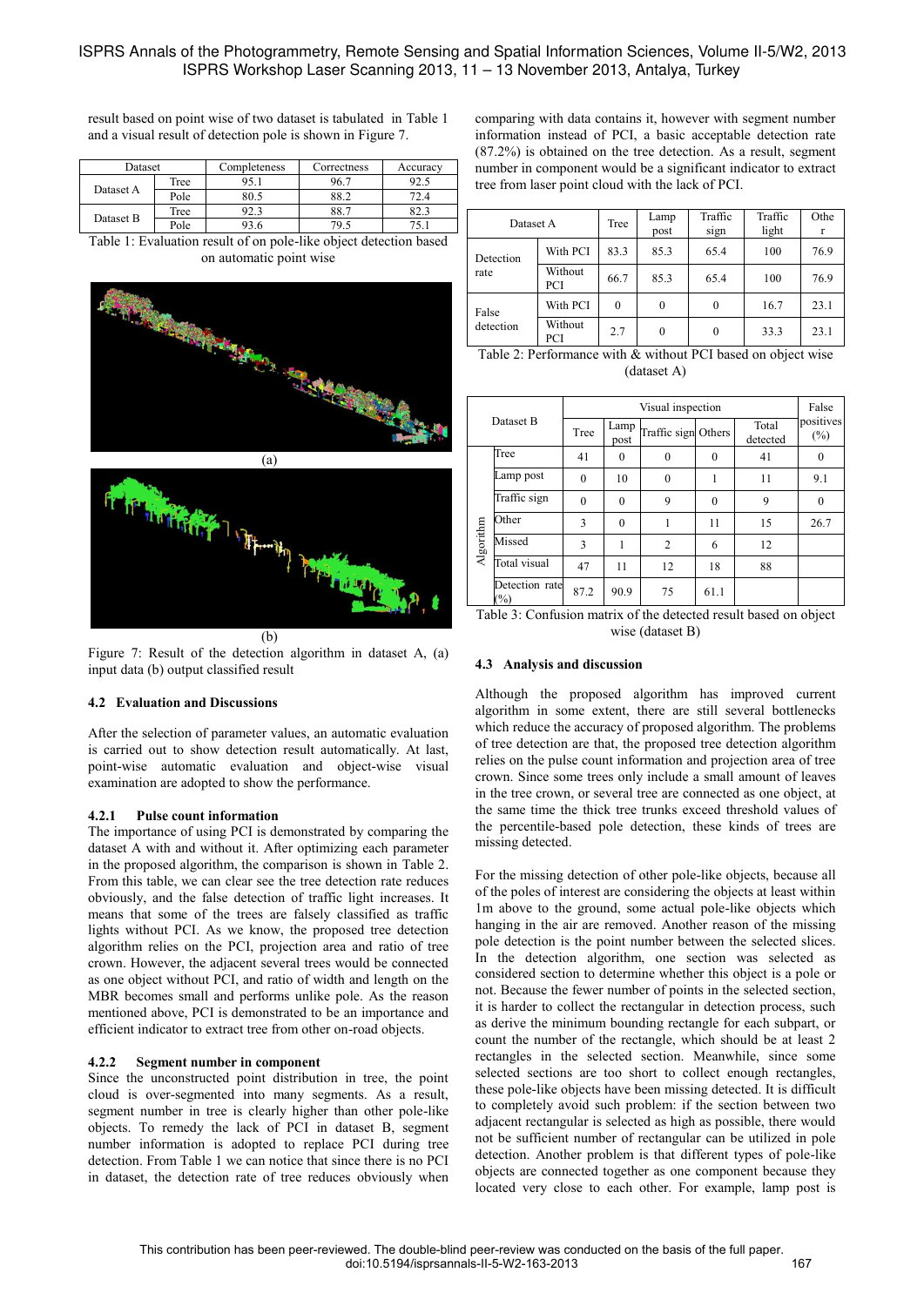result based on point wise of two dataset is tabulated in Table 1 and a visual result of detection pole is shown in Figure 7.

| Dataset | | Completeness | Correctness | Accuracy |
|---|---|---|---|---|
| Dataset A | Tree | 95.1 | 96.7 | 92.5 |
| | Pole | 80.5 | 88.2 | 72.4 |
| Dataset B | Tree | 92.3 | 88.7 | 82.3 |
| | Pole | 93.6 | 79.5 | 75.1 |

Table 1: Evaluation result of on pole-like object detection based on automatic point wise

(a)

(b)

Figure 7: Result of the detection algorithm in dataset A, (a) input data (b) output classified result

### 4.2 Evaluation and Discussions

After the selection of parameter values, an automatic evaluation is carried out to show detection result automatically. At last, point-wise automatic evaluation and object-wise visual examination are adopted to show the performance.

#### 4.2.1 Pulse count information

The importance of using PCI is demonstrated by comparing the dataset A with and without it. After optimizing each parameter in the proposed algorithm, the comparison is shown in Table 2. From this table, we can clear see the tree detection rate reduces obviously, and the false detection of traffic light increases. It means that some of the trees are falsely classified as traffic lights without PCI. As we know, the proposed tree detection algorithm relies on the PCI, projection area and ratio of tree crown. However, the adjacent several trees would be connected as one object without PCI, and ratio of width and length on the MBR becomes small and performs unlike pole. As the reason mentioned above, PCI is demonstrated to be an importance and efficient indicator to extract tree from other on-road objects.

#### 4.2.2 Segment number in component

Since the unconstructed point distribution in tree, the point cloud is over-segmented into many segments. As a result, segment number in tree is clearly higher than other pole-like objects. To remedy the lack of PCI in dataset B, segment number information is adopted to replace PCI during tree detection. From Table 1 we can notice that since there is no PCI in dataset, the detection rate of tree reduces obviously when comparing with data contains it, however with segment number information instead of PCI, a basic acceptable detection rate (87.2%) is obtained on the tree detection. As a result, segment number in component would be a significant indicator to extract tree from laser point cloud with the lack of PCI.

| Dataset A | | Tree | Lamp post | Traffic sign | Traffic light | Other |
|---|---|---|---|---|---|---|
| Detection rate | With PCI | 83.3 | 85.3 | 65.4 | 100 | 76.9 |
| | Without PCI | 66.7 | 85.3 | 65.4 | 100 | 76.9 |
| False detection | With PCI | 0 | 0 | 0 | 16.7 | 23.1 |
| | Without PCI | 2.7 | 0 | 0 | 33.3 | 23.1 |

Table 2: Performance with & without PCI based on object wise (dataset A)

| Dataset B | | Visual inspection | | | | | False positives (%) |
|---|---|---|---|---|---|---|---|
| | | Tree | Lamp post | Traffic sign | Others | Total detected | |
| Algorithm | Tree | 41 | 0 | 0 | 0 | 41 | 0 |
| | Lamp post | 0 | 10 | 0 | 1 | 11 | 9.1 |
| | Traffic sign | 0 | 0 | 9 | 0 | 9 | 0 |
| | Other | 3 | 0 | 1 | 11 | 15 | 26.7 |
| | Missed | 3 | 1 | 2 | 6 | 12 | |
| | Total visual | 47 | 11 | 12 | 18 | 88 | |
| | Detection rate (%) | 87.2 | 90.9 | 75 | 61.1 | | |

Table 3: Confusion matrix of the detected result based on object wise (dataset B)

### 4.3 Analysis and discussion

Although the proposed algorithm has improved current algorithm in some extent, there are still several bottlenecks which reduce the accuracy of proposed algorithm. The problems of tree detection are that, the proposed tree detection algorithm relies on the pulse count information and projection area of tree crown. Since some trees only include a small amount of leaves in the tree crown, or several tree are connected as one object, at the same time the thick tree trunks exceed threshold values of the percentile-based pole detection, these kinds of trees are missing detected.

For the missing detection of other pole-like objects, because all of the poles of interest are considering the objects at least within 1m above to the ground, some actual pole-like objects which hanging in the air are removed. Another reason of the missing pole detection is the point number between the selected slices. In the detection algorithm, one section was selected as considered section to determine whether this object is a pole or not. Because the fewer number of points in the selected section, it is harder to collect the rectangular in detection process, such as derive the minimum bounding rectangle for each subpart, or count the number of the rectangle, which should be at least 2 rectangles in the selected section. Meanwhile, since some selected sections are too short to collect enough rectangles, these pole-like objects have been missing detected. It is difficult to completely avoid such problem: if the section between two adjacent rectangular is selected as high as possible, there would not be sufficient number of rectangular can be utilized in pole detection. Another problem is that different types of pole-like objects are connected together as one component because they located very close to each other. For example, lamp post is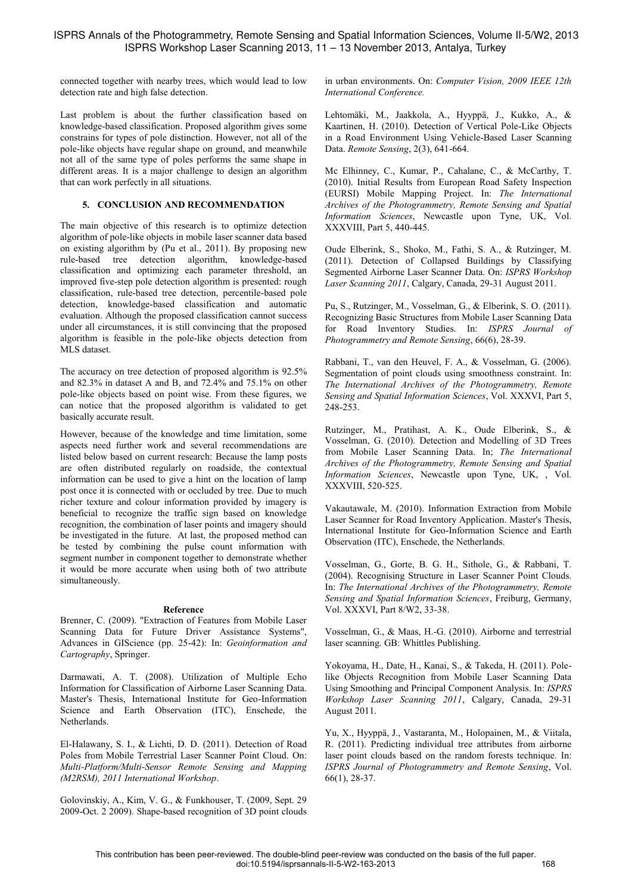connected together with nearby trees, which would lead to low detection rate and high false detection.

Last problem is about the further classification based on knowledge-based classification. Proposed algorithm gives some constrains for types of pole distinction. However, not all of the pole-like objects have regular shape on ground, and meanwhile not all of the same type of poles performs the same shape in different areas. It is a major challenge to design an algorithm that can work perfectly in all situations.

## 5. CONCLUSION AND RECOMMENDATION

The main objective of this research is to optimize detection algorithm of pole-like objects in mobile laser scanner data based on existing algorithm by (Pu et al., 2011). By proposing new rule-based tree detection algorithm, knowledge-based classification and optimizing each parameter threshold, an improved five-step pole detection algorithm is presented: rough classification, rule-based tree detection, percentile-based pole detection, knowledge-based classification and automatic evaluation. Although the proposed classification cannot success under all circumstances, it is still convincing that the proposed algorithm is feasible in the pole-like objects detection from MLS dataset.

The accuracy on tree detection of proposed algorithm is 92.5% and 82.3% in dataset A and B, and 72.4% and 75.1% on other pole-like objects based on point wise. From these figures, we can notice that the proposed algorithm is validated to get basically accurate result.

However, because of the knowledge and time limitation, some aspects need further work and several recommendations are listed below based on current research: Because the lamp posts are often distributed regularly on roadside, the contextual information can be used to give a hint on the location of lamp post once it is connected with or occluded by tree. Due to much richer texture and colour information provided by imagery is beneficial to recognize the traffic sign based on knowledge recognition, the combination of laser points and imagery should be investigated in the future. At last, the proposed method can be tested by combining the pulse count information with segment number in component together to demonstrate whether it would be more accurate when using both of two attribute simultaneously.

### Reference

Brenner, C. (2009). "Extraction of Features from Mobile Laser Scanning Data for Future Driver Assistance Systems", Advances in GIScience (pp. 25-42): In: *Geoinformation and Cartography*, Springer.

Darmawati, A. T. (2008). Utilization of Multiple Echo Information for Classification of Airborne Laser Scanning Data. Master's Thesis, International Institute for Geo-Information Science and Earth Observation (ITC), Enschede, the Netherlands.

El-Halawany, S. I., & Lichti, D. D. (2011). Detection of Road Poles from Mobile Terrestrial Laser Scanner Point Cloud. On: *Multi-Platform/Multi-Sensor Remote Sensing and Mapping (M2RSM), 2011 International Workshop*.

Golovinskiy, A., Kim, V. G., & Funkhouser, T. (2009, Sept. 29 2009-Oct. 2 2009). Shape-based recognition of 3D point clouds in urban environments. On: *Computer Vision, 2009 IEEE 12th International Conference.*

Lehtomäki, M., Jaakkola, A., Hyyppä, J., Kukko, A., & Kaartinen, H. (2010). Detection of Vertical Pole-Like Objects in a Road Environment Using Vehicle-Based Laser Scanning Data. *Remote Sensing*, 2(3), 641-664.

Mc Elhinney, C., Kumar, P., Cahalane, C., & McCarthy, T. (2010). Initial Results from European Road Safety Inspection (EURSI) Mobile Mapping Project. In: *The International Archives of the Photogrammetry, Remote Sensing and Spatial Information Sciences*, Newcastle upon Tyne, UK, Vol. XXXVIII, Part 5, 440-445.

Oude Elberink, S., Shoko, M., Fathi, S. A., & Rutzinger, M. (2011). Detection of Collapsed Buildings by Classifying Segmented Airborne Laser Scanner Data. On: *ISPRS Workshop Laser Scanning 2011*, Calgary, Canada, 29-31 August 2011.

Pu, S., Rutzinger, M., Vosselman, G., & Elberink, S. O. (2011). Recognizing Basic Structures from Mobile Laser Scanning Data for Road Inventory Studies. In: *ISPRS Journal of Photogrammetry and Remote Sensing*, 66(6), 28-39.

Rabbani, T., van den Heuvel, F. A., & Vosselman, G. (2006). Segmentation of point clouds using smoothness constraint. In: *The International Archives of the Photogrammetry, Remote Sensing and Spatial Information Sciences*, Vol. XXXVI, Part 5, 248-253.

Rutzinger, M., Pratihast, A. K., Oude Elberink, S., & Vosselman, G. (2010). Detection and Modelling of 3D Trees from Mobile Laser Scanning Data. In; *The International Archives of the Photogrammetry, Remote Sensing and Spatial Information Sciences*, Newcastle upon Tyne, UK, , Vol. XXXVIII, 520-525.

Vakautawale, M. (2010). Information Extraction from Mobile Laser Scanner for Road Inventory Application. Master's Thesis, International Institute for Geo-Information Science and Earth Observation (ITC), Enschede, the Netherlands.

Vosselman, G., Gorte, B. G. H., Sithole, G., & Rabbani, T. (2004). Recognising Structure in Laser Scanner Point Clouds. In: *The International Archives of the Photogrammetry, Remote Sensing and Spatial Information Sciences*, Freiburg, Germany, Vol. XXXVI, Part 8/W2, 33-38.

Vosselman, G., & Maas, H.-G. (2010). Airborne and terrestrial laser scanning. GB: Whittles Publishing.

Yokoyama, H., Date, H., Kanai, S., & Takeda, H. (2011). Pole-like Objects Recognition from Mobile Laser Scanning Data Using Smoothing and Principal Component Analysis. In: *ISPRS Workshop Laser Scanning 2011*, Calgary, Canada, 29-31 August 2011.

Yu, X., Hyyppä, J., Vastaranta, M., Holopainen, M., & Viitala, R. (2011). Predicting individual tree attributes from airborne laser point clouds based on the random forests technique. In: *ISPRS Journal of Photogrammetry and Remote Sensing*, Vol. 66(1), 28-37.